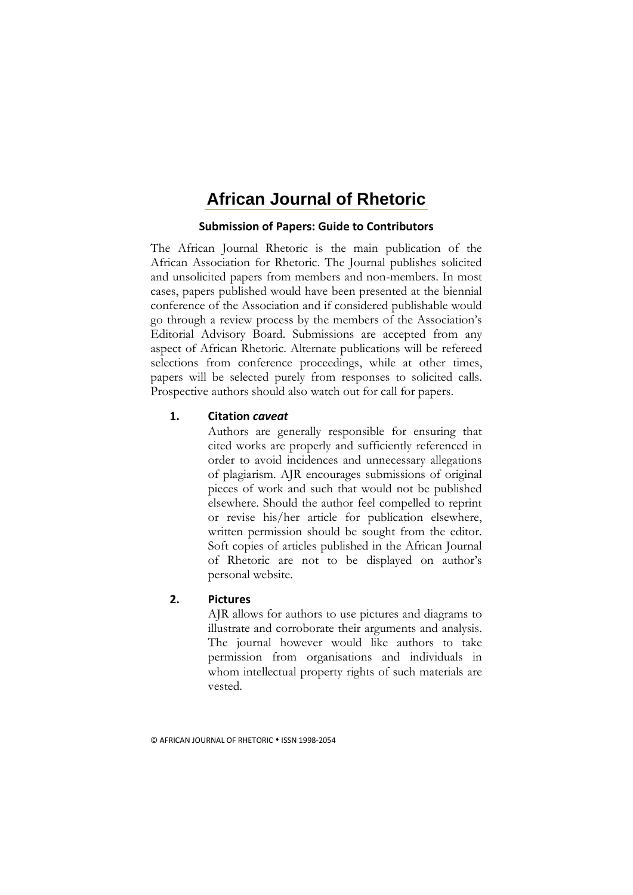# African Journal of Rhetoric

## Submission of Papers: Guide to Contributors

The African Journal Rhetoric is the main publication of the African Association for Rhetoric. The Journal publishes solicited and unsolicited papers from members and non-members. In most cases, papers published would have been presented at the biennial conference of the Association and if considered publishable would go through a review process by the members of the Association's Editorial Advisory Board. Submissions are accepted from any aspect of African Rhetoric. Alternate publications will be refereed selections from conference proceedings, while at other times, papers will be selected purely from responses to solicited calls. Prospective authors should also watch out for call for papers.

### 1. Citation *caveat*

Authors are generally responsible for ensuring that cited works are properly and sufficiently referenced in order to avoid incidences and unnecessary allegations of plagiarism. AJR encourages submissions of original pieces of work and such that would not be published elsewhere. Should the author feel compelled to reprint or revise his/her article for publication elsewhere, written permission should be sought from the editor. Soft copies of articles published in the African Journal of Rhetoric are not to be displayed on author's personal website.

### 2. Pictures

AJR allows for authors to use pictures and diagrams to illustrate and corroborate their arguments and analysis. The journal however would like authors to take permission from organisations and individuals in whom intellectual property rights of such materials are vested.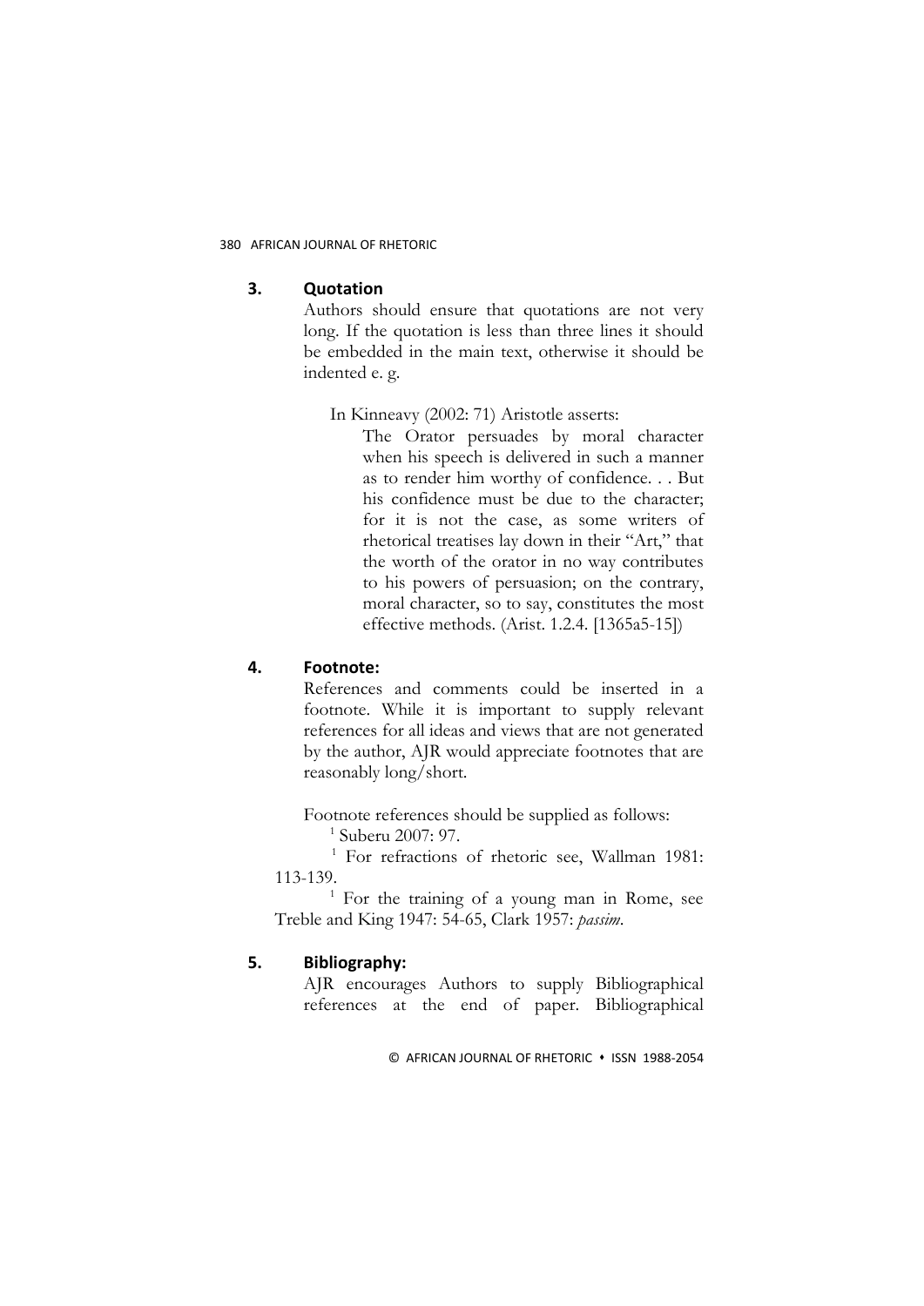## 3. Quotation

Authors should ensure that quotations are not very long. If the quotation is less than three lines it should be embedded in the main text, otherwise it should be indented e. g.

In Kinneavy (2002: 71) Aristotle asserts:

> The Orator persuades by moral character when his speech is delivered in such a manner as to render him worthy of confidence. . . But his confidence must be due to the character; for it is not the case, as some writers of rhetorical treatises lay down in their "Art," that the worth of the orator in no way contributes to his powers of persuasion; on the contrary, moral character, so to say, constitutes the most effective methods. (Arist. 1.2.4. [1365a5-15])

## 4. Footnote:

References and comments could be inserted in a footnote. While it is important to supply relevant references for all ideas and views that are not generated by the author, AJR would appreciate footnotes that are reasonably long/short.

Footnote references should be supplied as follows:

[1] Suberu 2007: 97.

[1] For refractions of rhetoric see, Wallman 1981: 113-139.

[1] For the training of a young man in Rome, see Treble and King 1947: 54-65, Clark 1957: *passim*.

## 5. Bibliography:

AJR encourages Authors to supply Bibliographical references at the end of paper. Bibliographical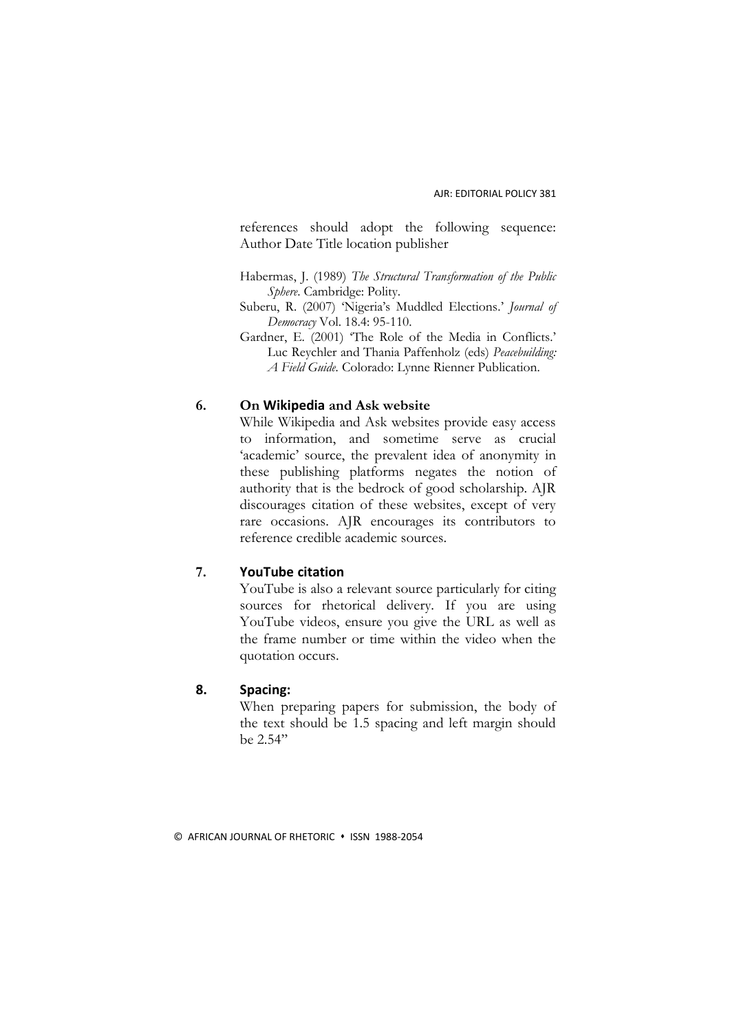references should adopt the following sequence: Author Date Title location publisher

Habermas, J. (1989) *The Structural Transformation of the Public Sphere*. Cambridge: Polity.

Suberu, R. (2007) 'Nigeria's Muddled Elections.' *Journal of Democracy* Vol. 18.4: 95-110.

Gardner, E. (2001) 'The Role of the Media in Conflicts.' Luc Reychler and Thania Paffenholz (eds) *Peacebuilding: A Field Guide*. Colorado: Lynne Rienner Publication.

### 6. On Wikipedia and Ask website

While Wikipedia and Ask websites provide easy access to information, and sometime serve as crucial 'academic' source, the prevalent idea of anonymity in these publishing platforms negates the notion of authority that is the bedrock of good scholarship. AJR discourages citation of these websites, except of very rare occasions. AJR encourages its contributors to reference credible academic sources.

### 7. YouTube citation

YouTube is also a relevant source particularly for citing sources for rhetorical delivery. If you are using YouTube videos, ensure you give the URL as well as the frame number or time within the video when the quotation occurs.

### 8. Spacing:

When preparing papers for submission, the body of the text should be 1.5 spacing and left margin should be 2.54"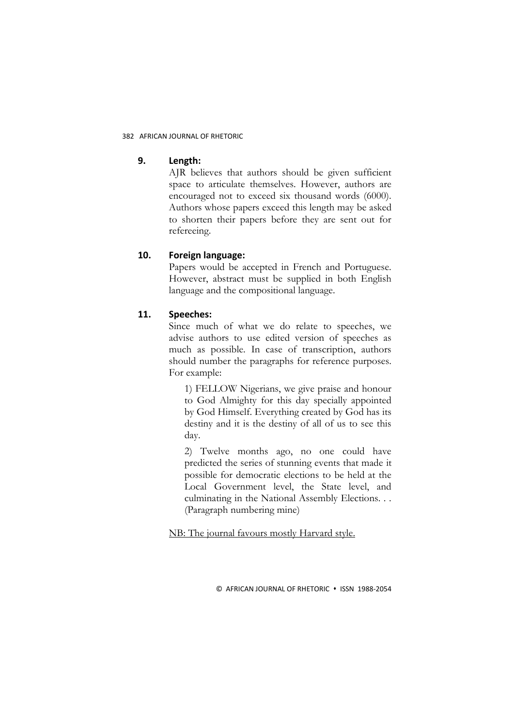**9. Length:**

AJR believes that authors should be given sufficient space to articulate themselves. However, authors are encouraged not to exceed six thousand words (6000). Authors whose papers exceed this length may be asked to shorten their papers before they are sent out for refereeing.

**10. Foreign language:**

Papers would be accepted in French and Portuguese. However, abstract must be supplied in both English language and the compositional language.

**11. Speeches:**

Since much of what we do relate to speeches, we advise authors to use edited version of speeches as much as possible. In case of transcription, authors should number the paragraphs for reference purposes. For example:

> 1) FELLOW Nigerians, we give praise and honour to God Almighty for this day specially appointed by God Himself. Everything created by God has its destiny and it is the destiny of all of us to see this day.
>
> 2) Twelve months ago, no one could have predicted the series of stunning events that made it possible for democratic elections to be held at the Local Government level, the State level, and culminating in the National Assembly Elections. . . (Paragraph numbering mine)

<u>NB: The journal favours mostly Harvard style.</u>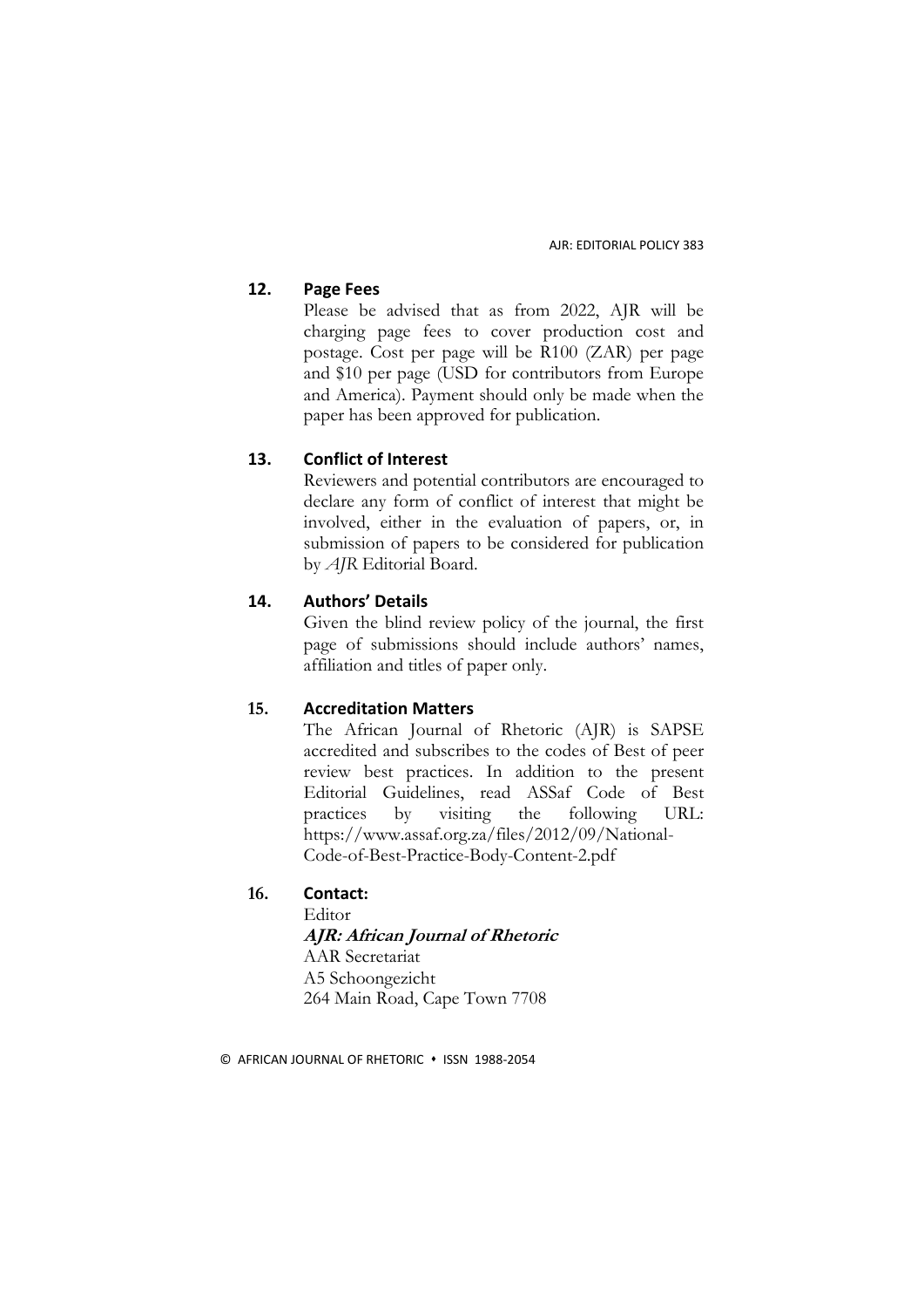## 12. Page Fees

Please be advised that as from 2022, AJR will be charging page fees to cover production cost and postage. Cost per page will be R100 (ZAR) per page and $10 per page (USD for contributors from Europe and America). Payment should only be made when the paper has been approved for publication.

## 13. Conflict of Interest

Reviewers and potential contributors are encouraged to declare any form of conflict of interest that might be involved, either in the evaluation of papers, or, in submission of papers to be considered for publication by *AJR* Editorial Board.

## 14. Authors' Details

Given the blind review policy of the journal, the first page of submissions should include authors' names, affiliation and titles of paper only.

## 15. Accreditation Matters

The African Journal of Rhetoric (AJR) is SAPSE accredited and subscribes to the codes of Best of peer review best practices. In addition to the present Editorial Guidelines, read ASSaf Code of Best practices by visiting the following URL: https://www.assaf.org.za/files/2012/09/National-Code-of-Best-Practice-Body-Content-2.pdf

## 16. Contact:

Editor
***AJR: African Journal of Rhetoric***
AAR Secretariat
A5 Schoongezicht
264 Main Road, Cape Town 7708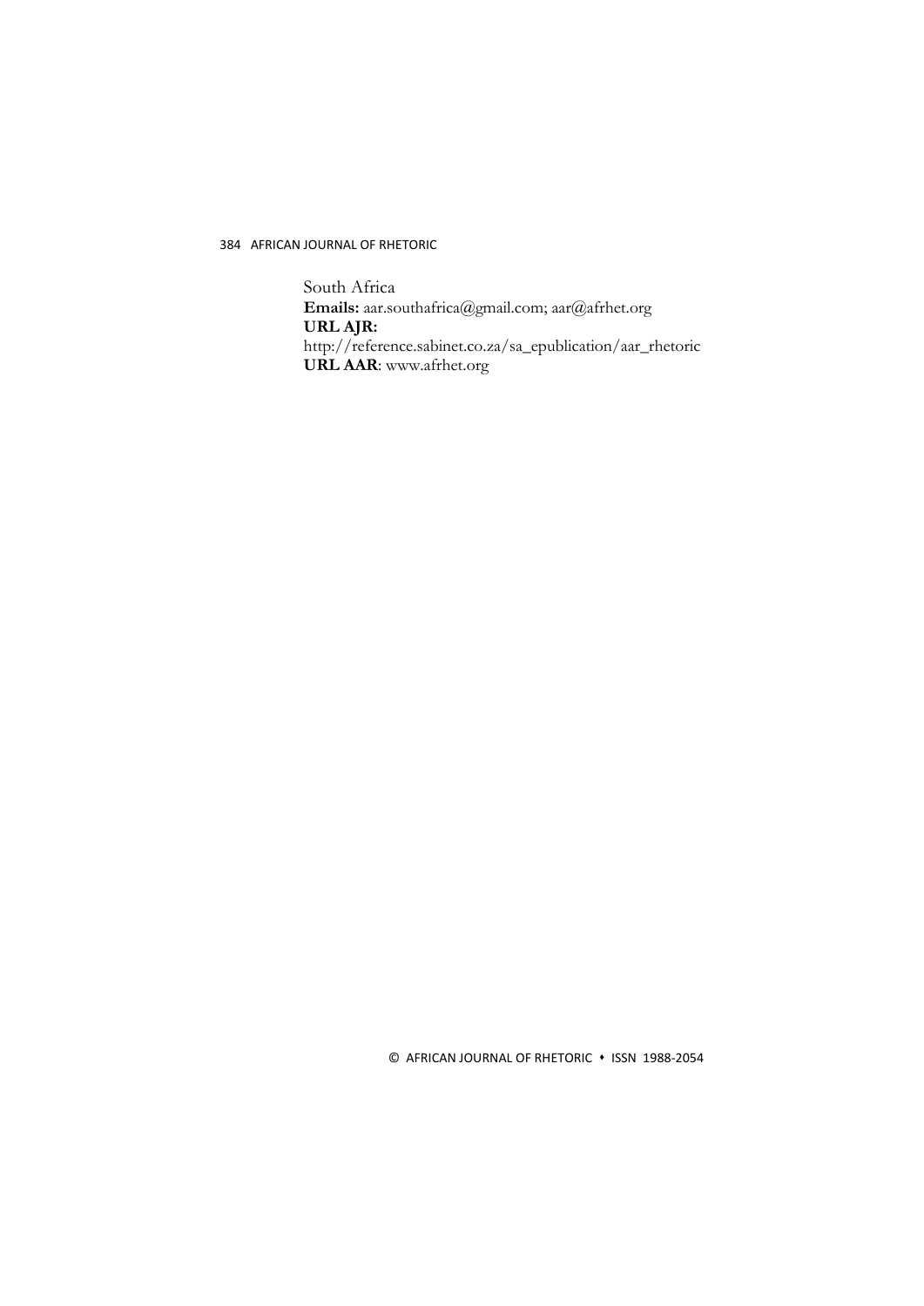South Africa
**Emails:** aar.southafrica@gmail.com; aar@afrhet.org
**URL AJR:**
http://reference.sabinet.co.za/sa_epublication/aar_rhetoric
**URL AAR**: www.afrhet.org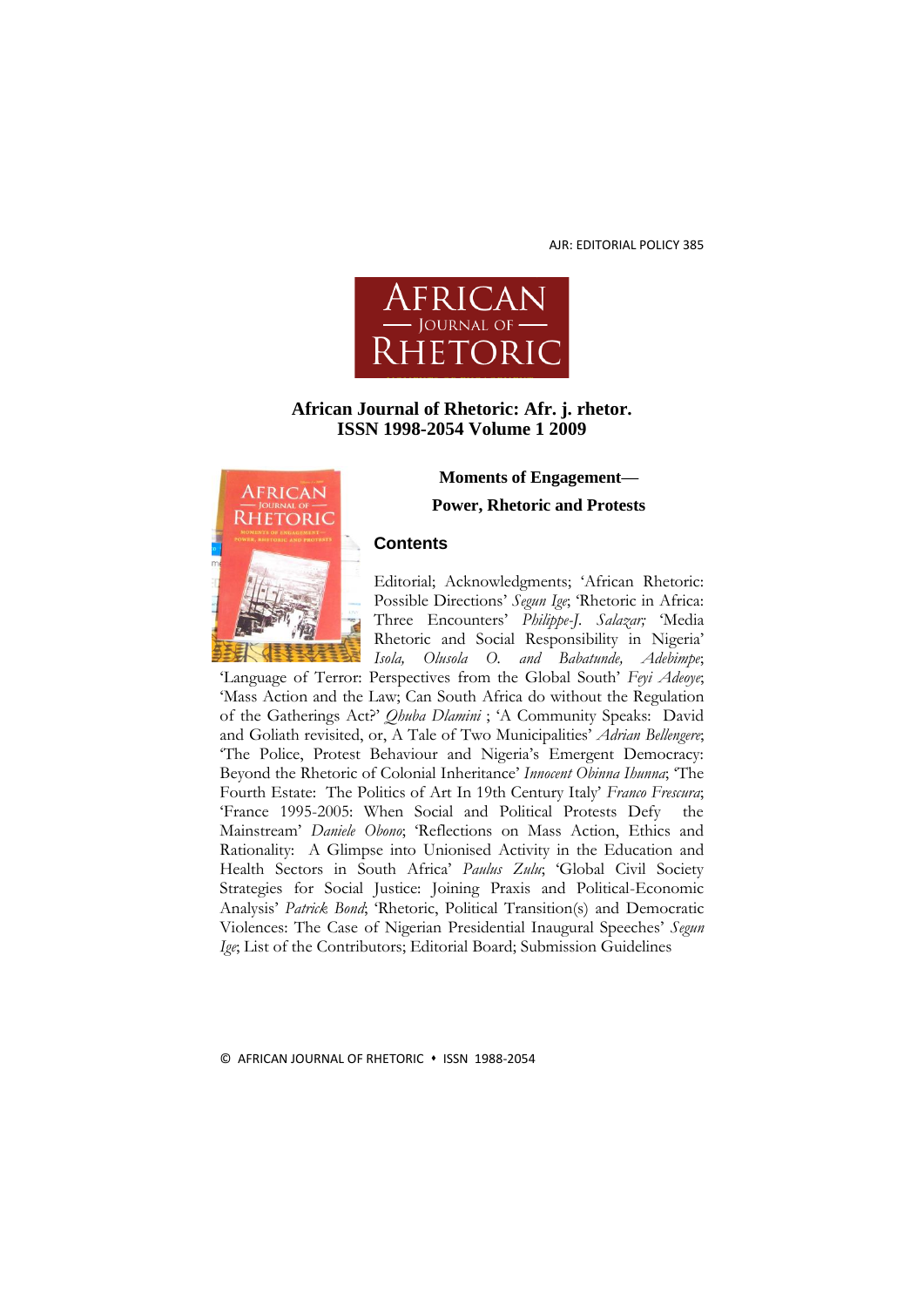**African Journal of Rhetoric: Afr. j. rhetor.**
**ISSN 1998-2054 Volume 1 2009**

**Moments of Engagement—**

**Power, Rhetoric and Protests**

## Contents

Editorial; Acknowledgments; 'African Rhetoric: Possible Directions' *Segun Ige*; 'Rhetoric in Africa: Three Encounters' *Philippe-J. Salazar;* 'Media Rhetoric and Social Responsibility in Nigeria' *Isola, Olusola O. and Babatunde, Adebimpe*; 'Language of Terror: Perspectives from the Global South' *Feyi Adeoye*; 'Mass Action and the Law; Can South Africa do without the Regulation of the Gatherings Act?' *Qhuba Dlamini* ; 'A Community Speaks: David and Goliath revisited, or, A Tale of Two Municipalities' *Adrian Bellengere*; 'The Police, Protest Behaviour and Nigeria's Emergent Democracy: Beyond the Rhetoric of Colonial Inheritance' *Innocent Obinna Ihunna*; 'The Fourth Estate: The Politics of Art In 19th Century Italy' *Franco Frescura*; 'France 1995-2005: When Social and Political Protests Defy the Mainstream' *Daniele Obono*; 'Reflections on Mass Action, Ethics and Rationality: A Glimpse into Unionised Activity in the Education and Health Sectors in South Africa' *Paulus Zulu*; 'Global Civil Society Strategies for Social Justice: Joining Praxis and Political-Economic Analysis' *Patrick Bond*; 'Rhetoric, Political Transition(s) and Democratic Violences: The Case of Nigerian Presidential Inaugural Speeches' *Segun Ige*; List of the Contributors; Editorial Board; Submission Guidelines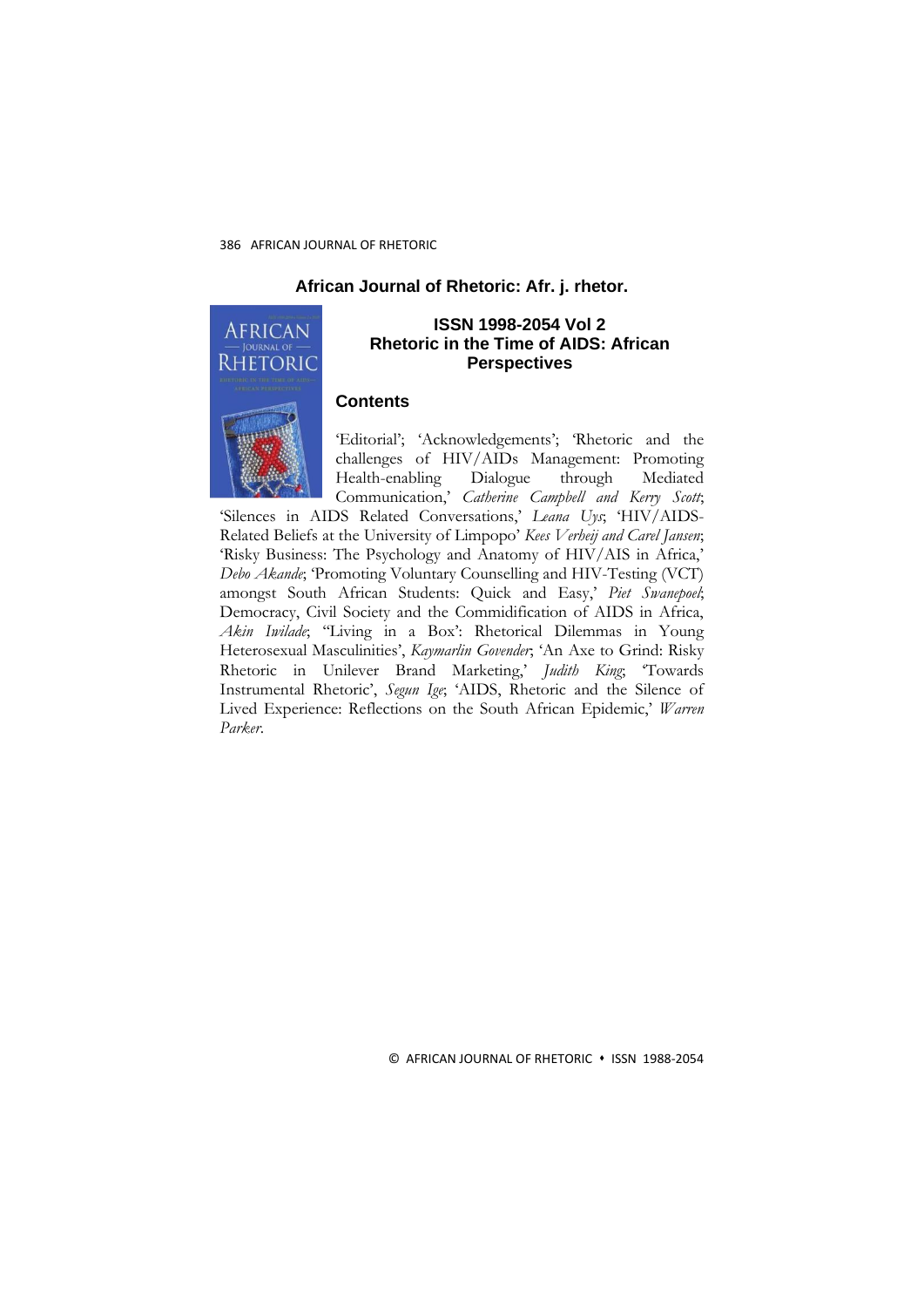## African Journal of Rhetoric: Afr. j. rhetor.

### ISSN 1998-2054 Vol 2
### Rhetoric in the Time of AIDS: African Perspectives

### Contents

'Editorial'; 'Acknowledgements'; 'Rhetoric and the challenges of HIV/AIDs Management: Promoting Health-enabling Dialogue through Mediated Communication,' *Catherine Campbell and Kerry Scott*; 'Silences in AIDS Related Conversations,' *Leana Uys*; 'HIV/AIDS-Related Beliefs at the University of Limpopo' *Kees Verheij and Carel Jansen*; 'Risky Business: The Psychology and Anatomy of HIV/AIS in Africa,' *Debo Akande*; 'Promoting Voluntary Counselling and HIV-Testing (VCT) amongst South African Students: Quick and Easy,' *Piet Swanepoel*; Democracy, Civil Society and the Commidification of AIDS in Africa, *Akin Iwilade*; "Living in a Box': Rhetorical Dilemmas in Young Heterosexual Masculinities', *Kaymarlin Govender*; 'An Axe to Grind: Risky Rhetoric in Unilever Brand Marketing,' *Judith King*; 'Towards Instrumental Rhetoric', *Segun Ige*; 'AIDS, Rhetoric and the Silence of Lived Experience: Reflections on the South African Epidemic,' *Warren Parker*.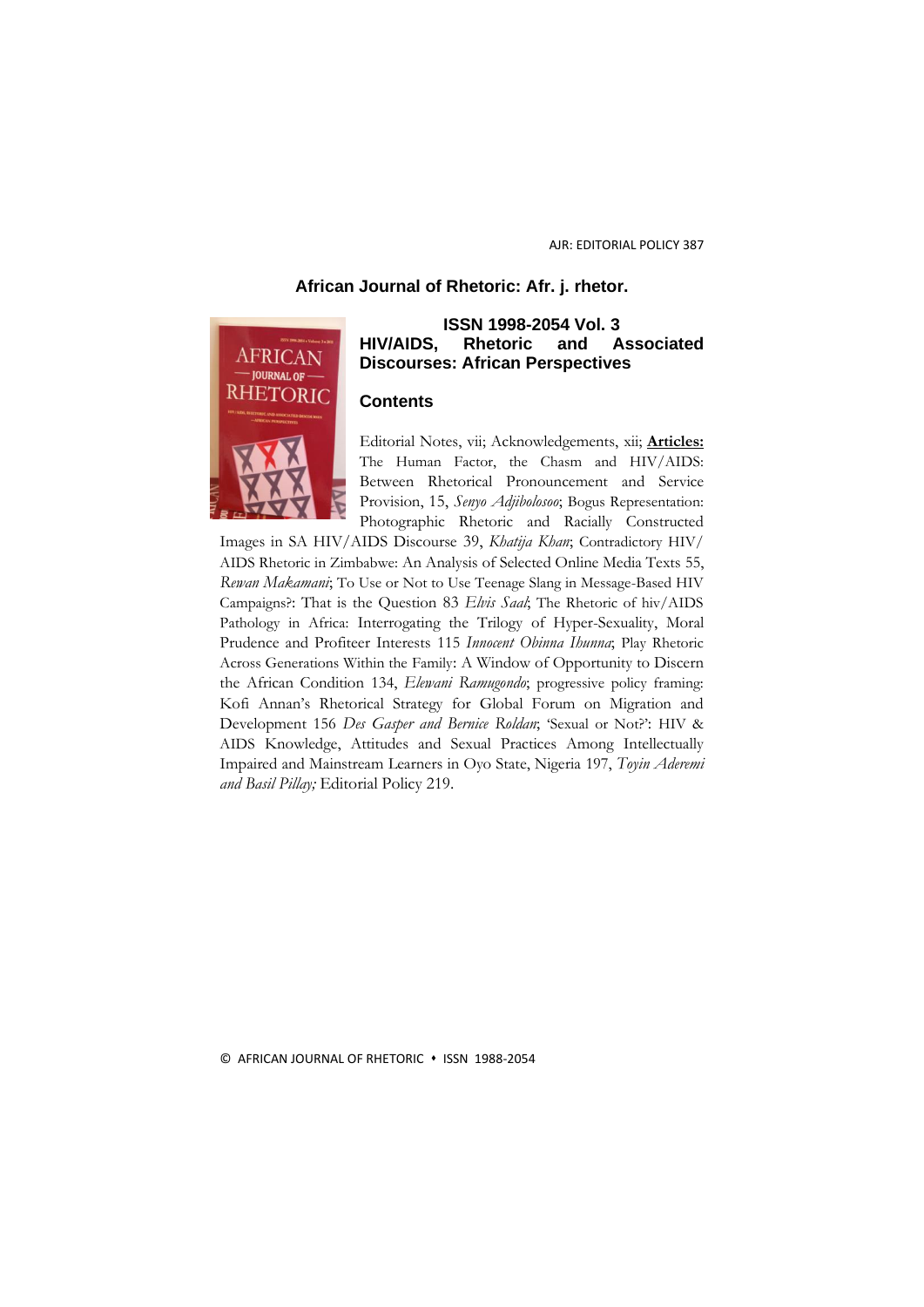## African Journal of Rhetoric: Afr. j. rhetor.

### ISSN 1998-2054 Vol. 3

### HIV/AIDS, Rhetoric and Associated Discourses: African Perspectives

### Contents

Editorial Notes, vii; Acknowledgements, xii; **Articles:** The Human Factor, the Chasm and HIV/AIDS: Between Rhetorical Pronouncement and Service Provision, 15, *Senyo Adjibolosoo*; Bogus Representation: Photographic Rhetoric and Racially Constructed Images in SA HIV/AIDS Discourse 39, *Khatija Khan*; Contradictory HIV/AIDS Rhetoric in Zimbabwe: An Analysis of Selected Online Media Texts 55, *Rewan Makamani*; To Use or Not to Use Teenage Slang in Message-Based HIV Campaigns?: That is the Question 83 *Elvis Saal*; The Rhetoric of hiv/AIDS Pathology in Africa: Interrogating the Trilogy of Hyper-Sexuality, Moral Prudence and Profiteer Interests 115 *Innocent Obinna Ihunna*; Play Rhetoric Across Generations Within the Family: A Window of Opportunity to Discern the African Condition 134, *Elewani Ramugondo*; progressive policy framing: Kofi Annan's Rhetorical Strategy for Global Forum on Migration and Development 156 *Des Gasper and Bernice Roldan*; 'Sexual or Not?': HIV & AIDS Knowledge, Attitudes and Sexual Practices Among Intellectually Impaired and Mainstream Learners in Oyo State, Nigeria 197, *Toyin Aderemi and Basil Pillay;* Editorial Policy 219.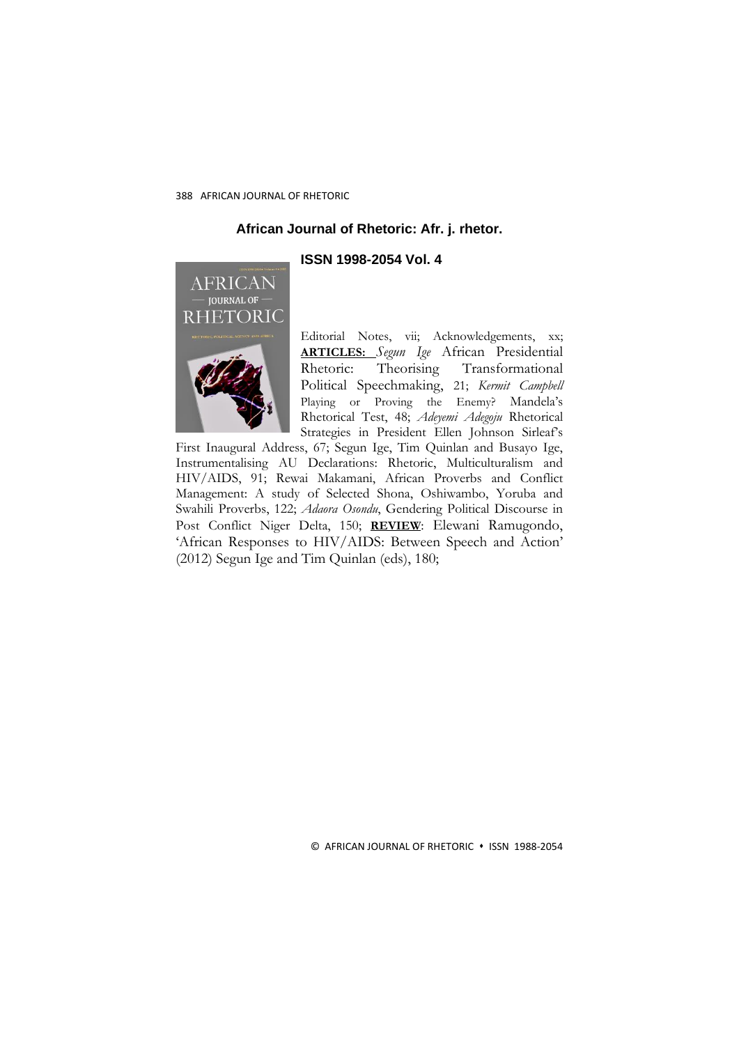**African Journal of Rhetoric: Afr. j. rhetor.**

**ISSN 1998-2054 Vol. 4**

Editorial Notes, vii; Acknowledgements, xx; **ARTICLES:** *Segun Ige* African Presidential Rhetoric: Theorising Transformational Political Speechmaking, 21; *Kermit Campbell* Playing or Proving the Enemy? Mandela's Rhetorical Test, 48; *Adeyemi Adegoju* Rhetorical Strategies in President Ellen Johnson Sirleaf's First Inaugural Address, 67; Segun Ige, Tim Quinlan and Busayo Ige, Instrumentalising AU Declarations: Rhetoric, Multiculturalism and HIV/AIDS, 91; Rewai Makamani, African Proverbs and Conflict Management: A study of Selected Shona, Oshiwambo, Yoruba and Swahili Proverbs, 122; *Adaora Osondu*, Gendering Political Discourse in Post Conflict Niger Delta, 150; **REVIEW**: Elewani Ramugondo, 'African Responses to HIV/AIDS: Between Speech and Action' (2012) Segun Ige and Tim Quinlan (eds), 180;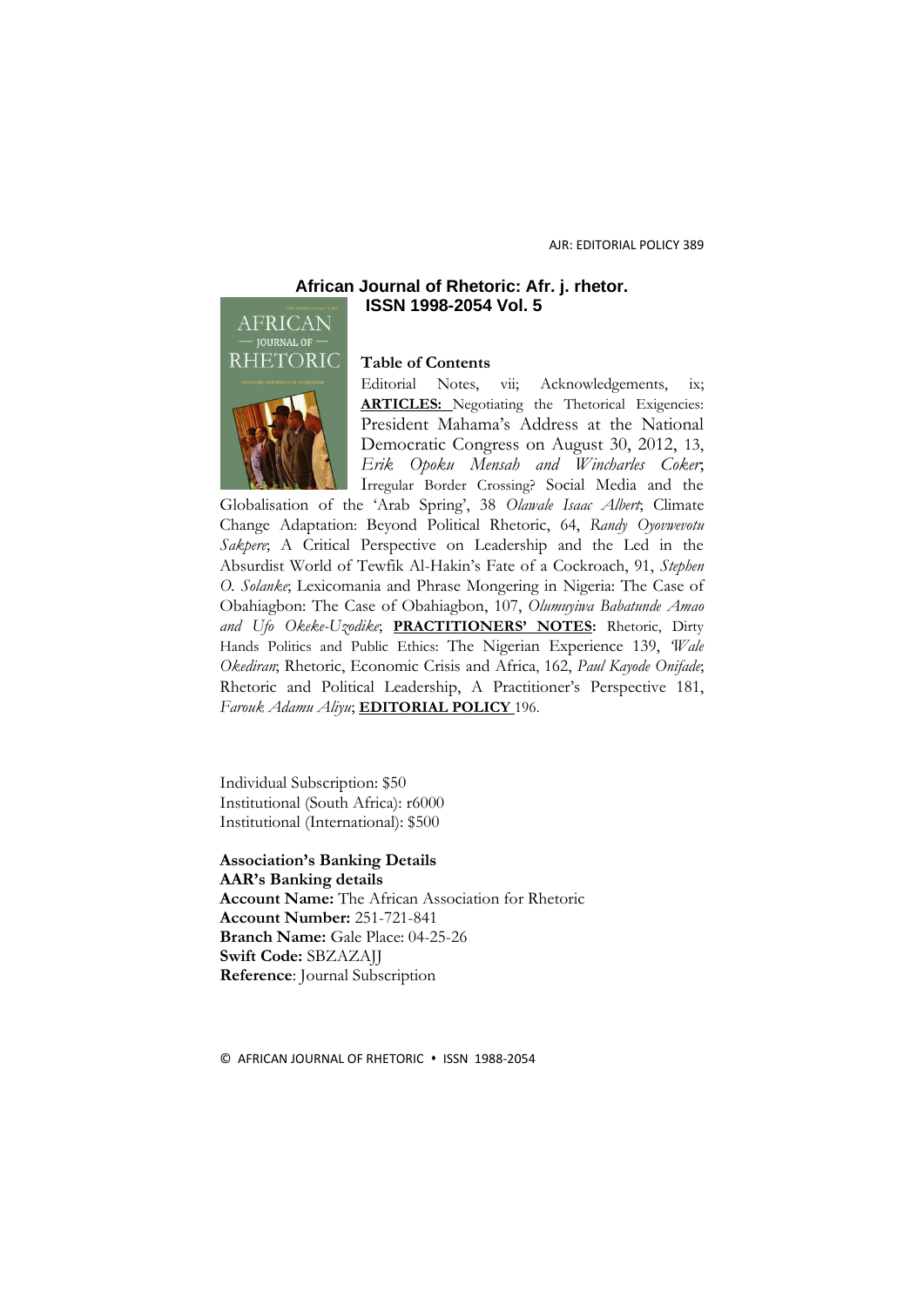**African Journal of Rhetoric: Afr. j. rhetor.**
**ISSN 1998-2054 Vol. 5**

**Table of Contents**

Editorial Notes, vii; Acknowledgements, ix; **ARTICLES:** Negotiating the Thetorical Exigencies: President Mahama's Address at the National Democratic Congress on August 30, 2012, 13, *Erik Opoku Mensah and Wincharles Coker*; Irregular Border Crossing? Social Media and the Globalisation of the 'Arab Spring', 38 *Olawale Isaac Albert*; Climate Change Adaptation: Beyond Political Rhetoric, 64, *Randy Oyovwevotu Sakpere*; A Critical Perspective on Leadership and the Led in the Absurdist World of Tewfik Al-Hakin's Fate of a Cockroach, 91, *Stephen O. Solanke*; Lexicomania and Phrase Mongering in Nigeria: The Case of Obahiagbon: The Case of Obahiagbon, 107, *Olumuyiwa Babatunde Amao and Ufo Okeke-Uzodike*; **PRACTITIONERS' NOTES:** Rhetoric, Dirty Hands Politics and Public Ethics: The Nigerian Experience 139, *'Wale Okediran*; Rhetoric, Economic Crisis and Africa, 162, *Paul Kayode Onifade*; Rhetoric and Political Leadership, A Practitioner's Perspective 181, *Farouk Adamu Aliyu*; **EDITORIAL POLICY** 196.

Individual Subscription: $50
Institutional (South Africa): r6000
Institutional (International): $500

**Association's Banking Details**
**AAR's Banking details**
**Account Name:** The African Association for Rhetoric
**Account Number:** 251-721-841
**Branch Name:** Gale Place: 04-25-26
**Swift Code:** SBZAZAJJ
**Reference**: Journal Subscription